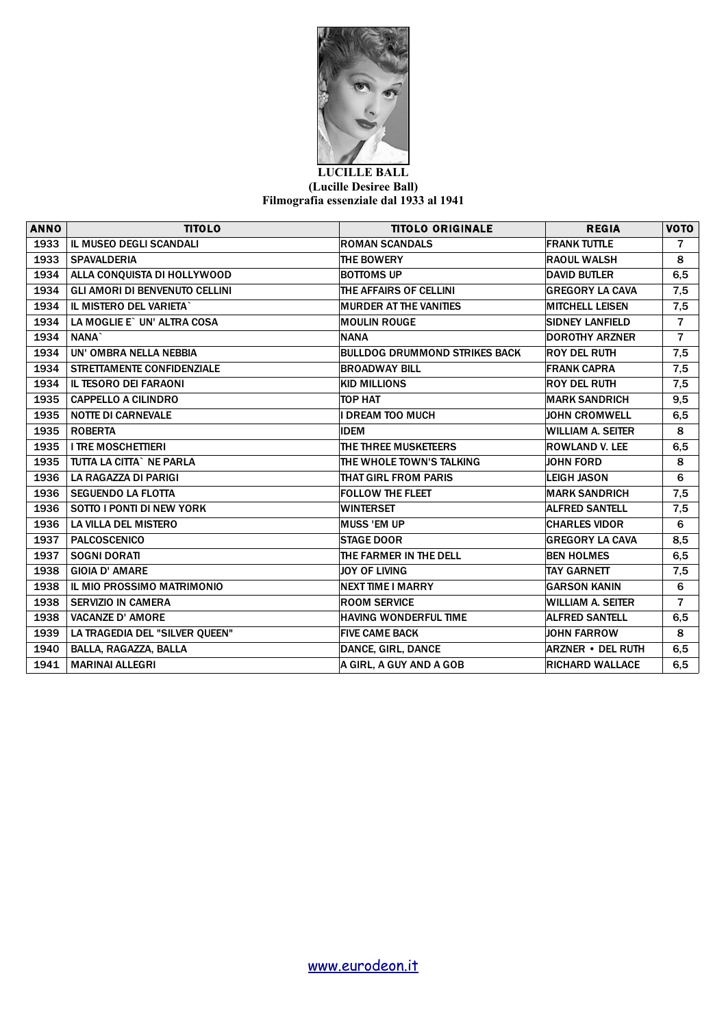**LUCILLE BALL**
**(Lucille Desiree Ball)**
**Filmografia essenziale dal 1933 al 1941**

| ANNO | TITOLO | TITOLO ORIGINALE | REGIA | VOTO |
|---|---|---|---|---|
| 1933 | IL MUSEO DEGLI SCANDALI | ROMAN SCANDALS | FRANK TUTTLE | 7 |
| 1933 | SPAVALDERIA | THE BOWERY | RAOUL WALSH | 8 |
| 1934 | ALLA CONQUISTA DI HOLLYWOOD | BOTTOMS UP | DAVID BUTLER | 6,5 |
| 1934 | GLI AMORI DI BENVENUTO CELLINI | THE AFFAIRS OF CELLINI | GREGORY LA CAVA | 7,5 |
| 1934 | IL MISTERO DEL VARIETA` | MURDER AT THE VANITIES | MITCHELL LEISEN | 7,5 |
| 1934 | LA MOGLIE E` UN' ALTRA COSA | MOULIN ROUGE | SIDNEY LANFIELD | 7 |
| 1934 | NANA` | NANA | DOROTHY ARZNER | 7 |
| 1934 | UN' OMBRA NELLA NEBBIA | BULLDOG DRUMMOND STRIKES BACK | ROY DEL RUTH | 7,5 |
| 1934 | STRETTAMENTE CONFIDENZIALE | BROADWAY BILL | FRANK CAPRA | 7,5 |
| 1934 | IL TESORO DEI FARAONI | KID MILLIONS | ROY DEL RUTH | 7,5 |
| 1935 | CAPPELLO A CILINDRO | TOP HAT | MARK SANDRICH | 9,5 |
| 1935 | NOTTE DI CARNEVALE | I DREAM TOO MUCH | JOHN CROMWELL | 6,5 |
| 1935 | ROBERTA | IDEM | WILLIAM A. SEITER | 8 |
| 1935 | I TRE MOSCHETTIERI | THE THREE MUSKETEERS | ROWLAND V. LEE | 6,5 |
| 1935 | TUTTA LA CITTA` NE PARLA | THE WHOLE TOWN'S TALKING | JOHN FORD | 8 |
| 1936 | LA RAGAZZA DI PARIGI | THAT GIRL FROM PARIS | LEIGH JASON | 6 |
| 1936 | SEGUENDO LA FLOTTA | FOLLOW THE FLEET | MARK SANDRICH | 7,5 |
| 1936 | SOTTO I PONTI DI NEW YORK | WINTERSET | ALFRED SANTELL | 7,5 |
| 1936 | LA VILLA DEL MISTERO | MUSS 'EM UP | CHARLES VIDOR | 6 |
| 1937 | PALCOSCENICO | STAGE DOOR | GREGORY LA CAVA | 8,5 |
| 1937 | SOGNI DORATI | THE FARMER IN THE DELL | BEN HOLMES | 6,5 |
| 1938 | GIOIA D' AMARE | JOY OF LIVING | TAY GARNETT | 7,5 |
| 1938 | IL MIO PROSSIMO MATRIMONIO | NEXT TIME I MARRY | GARSON KANIN | 6 |
| 1938 | SERVIZIO IN CAMERA | ROOM SERVICE | WILLIAM A. SEITER | 7 |
| 1938 | VACANZE D' AMORE | HAVING WONDERFUL TIME | ALFRED SANTELL | 6,5 |
| 1939 | LA TRAGEDIA DEL "SILVER QUEEN" | FIVE CAME BACK | JOHN FARROW | 8 |
| 1940 | BALLA, RAGAZZA, BALLA | DANCE, GIRL, DANCE | ARZNER • DEL RUTH | 6,5 |
| 1941 | MARINAI ALLEGRI | A GIRL, A GUY AND A GOB | RICHARD WALLACE | 6,5 |

www.eurodeon.it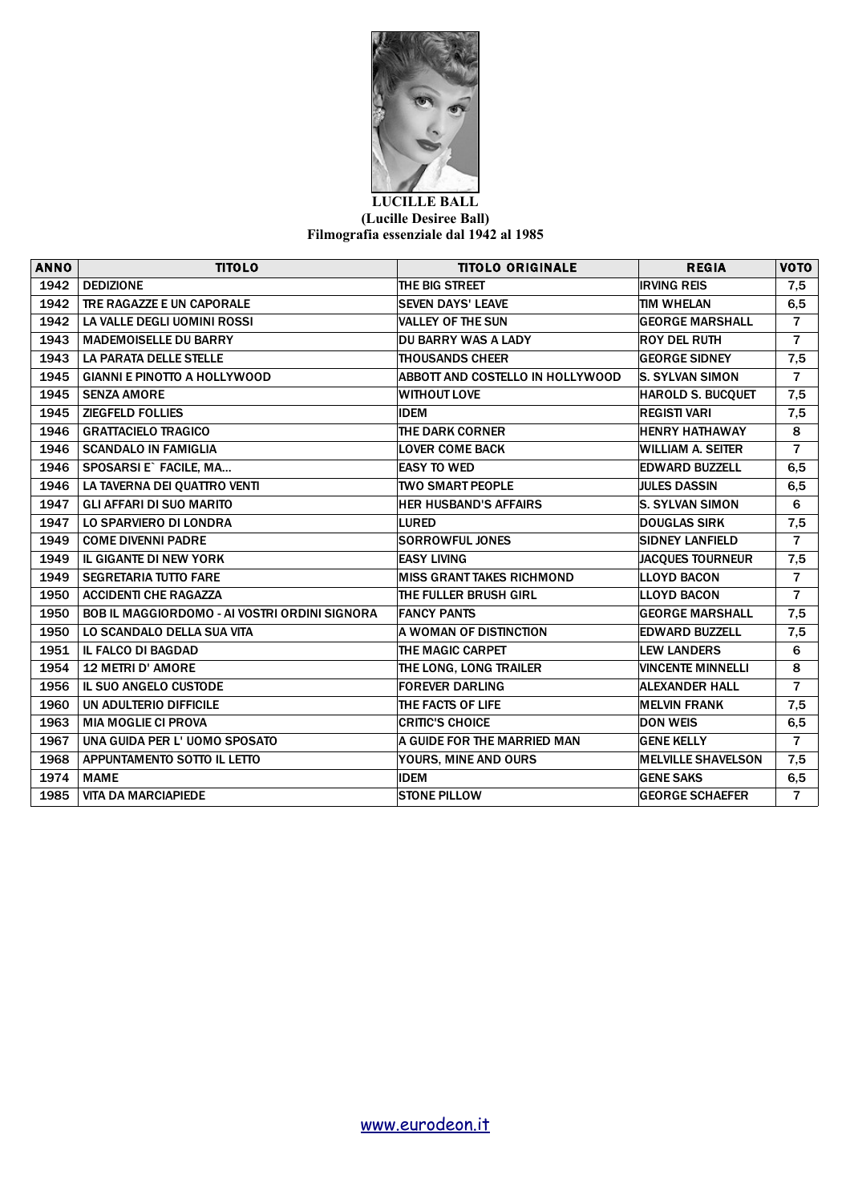**LUCILLE BALL**
**(Lucille Desiree Ball)**
**Filmografia essenziale dal 1942 al 1985**

| ANNO | TITOLO | TITOLO ORIGINALE | REGIA | VOTO |
|---|---|---|---|---|
| 1942 | DEDIZIONE | THE BIG STREET | IRVING REIS | 7,5 |
| 1942 | TRE RAGAZZE E UN CAPORALE | SEVEN DAYS' LEAVE | TIM WHELAN | 6,5 |
| 1942 | LA VALLE DEGLI UOMINI ROSSI | VALLEY OF THE SUN | GEORGE MARSHALL | 7 |
| 1943 | MADEMOISELLE DU BARRY | DU BARRY WAS A LADY | ROY DEL RUTH | 7 |
| 1943 | LA PARATA DELLE STELLE | THOUSANDS CHEER | GEORGE SIDNEY | 7,5 |
| 1945 | GIANNI E PINOTTO A HOLLYWOOD | ABBOTT AND COSTELLO IN HOLLYWOOD | S. SYLVAN SIMON | 7 |
| 1945 | SENZA AMORE | WITHOUT LOVE | HAROLD S. BUCQUET | 7,5 |
| 1945 | ZIEGFELD FOLLIES | IDEM | REGISTI VARI | 7,5 |
| 1946 | GRATTACIELO TRAGICO | THE DARK CORNER | HENRY HATHAWAY | 8 |
| 1946 | SCANDALO IN FAMIGLIA | LOVER COME BACK | WILLIAM A. SEITER | 7 |
| 1946 | SPOSARSI E` FACILE, MA... | EASY TO WED | EDWARD BUZZELL | 6,5 |
| 1946 | LA TAVERNA DEI QUATTRO VENTI | TWO SMART PEOPLE | JULES DASSIN | 6,5 |
| 1947 | GLI AFFARI DI SUO MARITO | HER HUSBAND'S AFFAIRS | S. SYLVAN SIMON | 6 |
| 1947 | LO SPARVIERO DI LONDRA | LURED | DOUGLAS SIRK | 7,5 |
| 1949 | COME DIVENNI PADRE | SORROWFUL JONES | SIDNEY LANFIELD | 7 |
| 1949 | IL GIGANTE DI NEW YORK | EASY LIVING | JACQUES TOURNEUR | 7,5 |
| 1949 | SEGRETARIA TUTTO FARE | MISS GRANT TAKES RICHMOND | LLOYD BACON | 7 |
| 1950 | ACCIDENTI CHE RAGAZZA | THE FULLER BRUSH GIRL | LLOYD BACON | 7 |
| 1950 | BOB IL MAGGIORDOMO - AI VOSTRI ORDINI SIGNORA | FANCY PANTS | GEORGE MARSHALL | 7,5 |
| 1950 | LO SCANDALO DELLA SUA VITA | A WOMAN OF DISTINCTION | EDWARD BUZZELL | 7,5 |
| 1951 | IL FALCO DI BAGDAD | THE MAGIC CARPET | LEW LANDERS | 6 |
| 1954 | 12 METRI D' AMORE | THE LONG, LONG TRAILER | VINCENTE MINNELLI | 8 |
| 1956 | IL SUO ANGELO CUSTODE | FOREVER DARLING | ALEXANDER HALL | 7 |
| 1960 | UN ADULTERIO DIFFICILE | THE FACTS OF LIFE | MELVIN FRANK | 7,5 |
| 1963 | MIA MOGLIE CI PROVA | CRITIC'S CHOICE | DON WEIS | 6,5 |
| 1967 | UNA GUIDA PER L' UOMO SPOSATO | A GUIDE FOR THE MARRIED MAN | GENE KELLY | 7 |
| 1968 | APPUNTAMENTO SOTTO IL LETTO | YOURS, MINE AND OURS | MELVILLE SHAVELSON | 7,5 |
| 1974 | MAME | IDEM | GENE SAKS | 6,5 |
| 1985 | VITA DA MARCIAPIEDE | STONE PILLOW | GEORGE SCHAEFER | 7 |

www.eurodeon.it